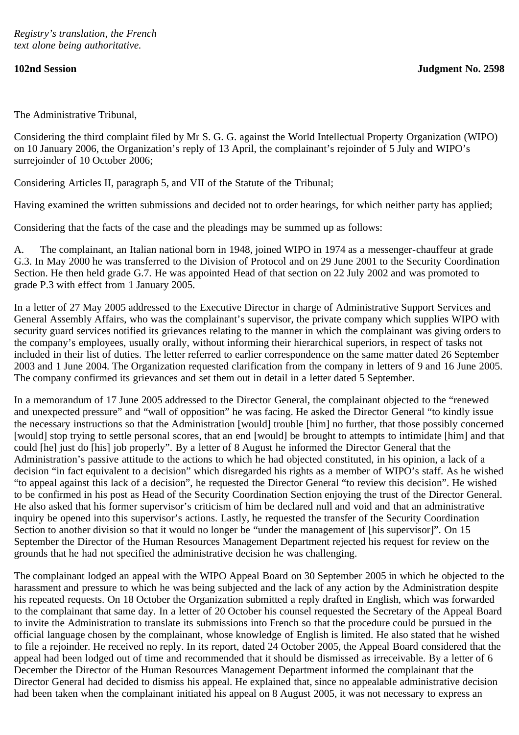*Registry's translation, the French text alone being authoritative.*

**102nd Session** **Judgment No. 2598**

The Administrative Tribunal,

Considering the third complaint filed by Mr S. G. G. against the World Intellectual Property Organization (WIPO) on 10 January 2006, the Organization's reply of 13 April, the complainant's rejoinder of 5 July and WIPO's surrejoinder of 10 October 2006;

Considering Articles II, paragraph 5, and VII of the Statute of the Tribunal;

Having examined the written submissions and decided not to order hearings, for which neither party has applied;

Considering that the facts of the case and the pleadings may be summed up as follows:

A. The complainant, an Italian national born in 1948, joined WIPO in 1974 as a messenger-chauffeur at grade G.3. In May 2000 he was transferred to the Division of Protocol and on 29 June 2001 to the Security Coordination Section. He then held grade G.7. He was appointed Head of that section on 22 July 2002 and was promoted to grade P.3 with effect from 1 January 2005.

In a letter of 27 May 2005 addressed to the Executive Director in charge of Administrative Support Services and General Assembly Affairs, who was the complainant's supervisor, the private company which supplies WIPO with security guard services notified its grievances relating to the manner in which the complainant was giving orders to the company's employees, usually orally, without informing their hierarchical superiors, in respect of tasks not included in their list of duties. The letter referred to earlier correspondence on the same matter dated 26 September 2003 and 1 June 2004. The Organization requested clarification from the company in letters of 9 and 16 June 2005. The company confirmed its grievances and set them out in detail in a letter dated 5 September.

In a memorandum of 17 June 2005 addressed to the Director General, the complainant objected to the "renewed and unexpected pressure" and "wall of opposition" he was facing. He asked the Director General "to kindly issue the necessary instructions so that the Administration [would] trouble [him] no further, that those possibly concerned [would] stop trying to settle personal scores, that an end [would] be brought to attempts to intimidate [him] and that could [he] just do [his] job properly". By a letter of 8 August he informed the Director General that the Administration's passive attitude to the actions to which he had objected constituted, in his opinion, a lack of a decision "in fact equivalent to a decision" which disregarded his rights as a member of WIPO's staff. As he wished "to appeal against this lack of a decision", he requested the Director General "to review this decision". He wished to be confirmed in his post as Head of the Security Coordination Section enjoying the trust of the Director General. He also asked that his former supervisor's criticism of him be declared null and void and that an administrative inquiry be opened into this supervisor's actions. Lastly, he requested the transfer of the Security Coordination Section to another division so that it would no longer be "under the management of [his supervisor]". On 15 September the Director of the Human Resources Management Department rejected his request for review on the grounds that he had not specified the administrative decision he was challenging.

The complainant lodged an appeal with the WIPO Appeal Board on 30 September 2005 in which he objected to the harassment and pressure to which he was being subjected and the lack of any action by the Administration despite his repeated requests. On 18 October the Organization submitted a reply drafted in English, which was forwarded to the complainant that same day. In a letter of 20 October his counsel requested the Secretary of the Appeal Board to invite the Administration to translate its submissions into French so that the procedure could be pursued in the official language chosen by the complainant, whose knowledge of English is limited. He also stated that he wished to file a rejoinder. He received no reply. In its report, dated 24 October 2005, the Appeal Board considered that the appeal had been lodged out of time and recommended that it should be dismissed as irreceivable. By a letter of 6 December the Director of the Human Resources Management Department informed the complainant that the Director General had decided to dismiss his appeal. He explained that, since no appealable administrative decision had been taken when the complainant initiated his appeal on 8 August 2005, it was not necessary to express an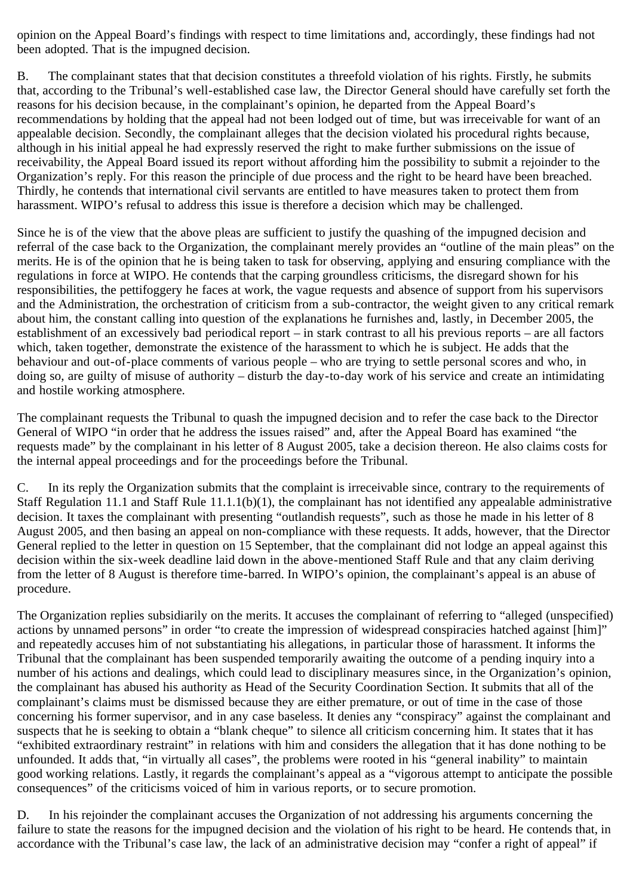opinion on the Appeal Board's findings with respect to time limitations and, accordingly, these findings had not been adopted. That is the impugned decision.

B. The complainant states that that decision constitutes a threefold violation of his rights. Firstly, he submits that, according to the Tribunal's well-established case law, the Director General should have carefully set forth the reasons for his decision because, in the complainant's opinion, he departed from the Appeal Board's recommendations by holding that the appeal had not been lodged out of time, but was irreceivable for want of an appealable decision. Secondly, the complainant alleges that the decision violated his procedural rights because, although in his initial appeal he had expressly reserved the right to make further submissions on the issue of receivability, the Appeal Board issued its report without affording him the possibility to submit a rejoinder to the Organization's reply. For this reason the principle of due process and the right to be heard have been breached. Thirdly, he contends that international civil servants are entitled to have measures taken to protect them from harassment. WIPO's refusal to address this issue is therefore a decision which may be challenged.

Since he is of the view that the above pleas are sufficient to justify the quashing of the impugned decision and referral of the case back to the Organization, the complainant merely provides an "outline of the main pleas" on the merits. He is of the opinion that he is being taken to task for observing, applying and ensuring compliance with the regulations in force at WIPO. He contends that the carping groundless criticisms, the disregard shown for his responsibilities, the pettifoggery he faces at work, the vague requests and absence of support from his supervisors and the Administration, the orchestration of criticism from a sub-contractor, the weight given to any critical remark about him, the constant calling into question of the explanations he furnishes and, lastly, in December 2005, the establishment of an excessively bad periodical report – in stark contrast to all his previous reports – are all factors which, taken together, demonstrate the existence of the harassment to which he is subject. He adds that the behaviour and out-of-place comments of various people – who are trying to settle personal scores and who, in doing so, are guilty of misuse of authority – disturb the day-to-day work of his service and create an intimidating and hostile working atmosphere.

The complainant requests the Tribunal to quash the impugned decision and to refer the case back to the Director General of WIPO "in order that he address the issues raised" and, after the Appeal Board has examined "the requests made" by the complainant in his letter of 8 August 2005, take a decision thereon. He also claims costs for the internal appeal proceedings and for the proceedings before the Tribunal.

C. In its reply the Organization submits that the complaint is irreceivable since, contrary to the requirements of Staff Regulation 11.1 and Staff Rule 11.1.1(b)(1), the complainant has not identified any appealable administrative decision. It taxes the complainant with presenting "outlandish requests", such as those he made in his letter of 8 August 2005, and then basing an appeal on non-compliance with these requests. It adds, however, that the Director General replied to the letter in question on 15 September, that the complainant did not lodge an appeal against this decision within the six-week deadline laid down in the above-mentioned Staff Rule and that any claim deriving from the letter of 8 August is therefore time-barred. In WIPO's opinion, the complainant's appeal is an abuse of procedure.

The Organization replies subsidiarily on the merits. It accuses the complainant of referring to "alleged (unspecified) actions by unnamed persons" in order "to create the impression of widespread conspiracies hatched against [him]" and repeatedly accuses him of not substantiating his allegations, in particular those of harassment. It informs the Tribunal that the complainant has been suspended temporarily awaiting the outcome of a pending inquiry into a number of his actions and dealings, which could lead to disciplinary measures since, in the Organization's opinion, the complainant has abused his authority as Head of the Security Coordination Section. It submits that all of the complainant's claims must be dismissed because they are either premature, or out of time in the case of those concerning his former supervisor, and in any case baseless. It denies any "conspiracy" against the complainant and suspects that he is seeking to obtain a "blank cheque" to silence all criticism concerning him. It states that it has "exhibited extraordinary restraint" in relations with him and considers the allegation that it has done nothing to be unfounded. It adds that, "in virtually all cases", the problems were rooted in his "general inability" to maintain good working relations. Lastly, it regards the complainant's appeal as a "vigorous attempt to anticipate the possible consequences" of the criticisms voiced of him in various reports, or to secure promotion.

D. In his rejoinder the complainant accuses the Organization of not addressing his arguments concerning the failure to state the reasons for the impugned decision and the violation of his right to be heard. He contends that, in accordance with the Tribunal's case law, the lack of an administrative decision may "confer a right of appeal" if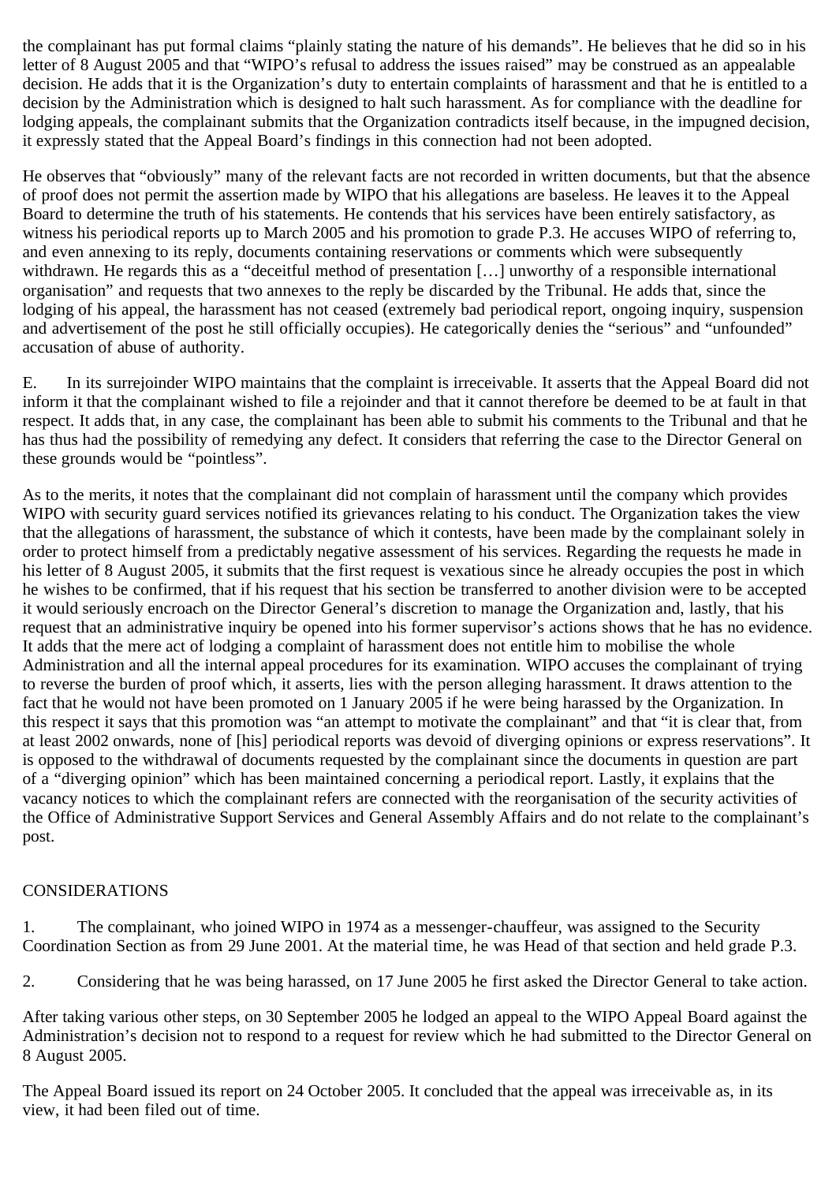the complainant has put formal claims "plainly stating the nature of his demands". He believes that he did so in his letter of 8 August 2005 and that "WIPO's refusal to address the issues raised" may be construed as an appealable decision. He adds that it is the Organization's duty to entertain complaints of harassment and that he is entitled to a decision by the Administration which is designed to halt such harassment. As for compliance with the deadline for lodging appeals, the complainant submits that the Organization contradicts itself because, in the impugned decision, it expressly stated that the Appeal Board's findings in this connection had not been adopted.

He observes that "obviously" many of the relevant facts are not recorded in written documents, but that the absence of proof does not permit the assertion made by WIPO that his allegations are baseless. He leaves it to the Appeal Board to determine the truth of his statements. He contends that his services have been entirely satisfactory, as witness his periodical reports up to March 2005 and his promotion to grade P.3. He accuses WIPO of referring to, and even annexing to its reply, documents containing reservations or comments which were subsequently withdrawn. He regards this as a "deceitful method of presentation […] unworthy of a responsible international organisation" and requests that two annexes to the reply be discarded by the Tribunal. He adds that, since the lodging of his appeal, the harassment has not ceased (extremely bad periodical report, ongoing inquiry, suspension and advertisement of the post he still officially occupies). He categorically denies the "serious" and "unfounded" accusation of abuse of authority.

E. In its surrejoinder WIPO maintains that the complaint is irreceivable. It asserts that the Appeal Board did not inform it that the complainant wished to file a rejoinder and that it cannot therefore be deemed to be at fault in that respect. It adds that, in any case, the complainant has been able to submit his comments to the Tribunal and that he has thus had the possibility of remedying any defect. It considers that referring the case to the Director General on these grounds would be "pointless".

As to the merits, it notes that the complainant did not complain of harassment until the company which provides WIPO with security guard services notified its grievances relating to his conduct. The Organization takes the view that the allegations of harassment, the substance of which it contests, have been made by the complainant solely in order to protect himself from a predictably negative assessment of his services. Regarding the requests he made in his letter of 8 August 2005, it submits that the first request is vexatious since he already occupies the post in which he wishes to be confirmed, that if his request that his section be transferred to another division were to be accepted it would seriously encroach on the Director General's discretion to manage the Organization and, lastly, that his request that an administrative inquiry be opened into his former supervisor's actions shows that he has no evidence. It adds that the mere act of lodging a complaint of harassment does not entitle him to mobilise the whole Administration and all the internal appeal procedures for its examination. WIPO accuses the complainant of trying to reverse the burden of proof which, it asserts, lies with the person alleging harassment. It draws attention to the fact that he would not have been promoted on 1 January 2005 if he were being harassed by the Organization. In this respect it says that this promotion was "an attempt to motivate the complainant" and that "it is clear that, from at least 2002 onwards, none of [his] periodical reports was devoid of diverging opinions or express reservations". It is opposed to the withdrawal of documents requested by the complainant since the documents in question are part of a "diverging opinion" which has been maintained concerning a periodical report. Lastly, it explains that the vacancy notices to which the complainant refers are connected with the reorganisation of the security activities of the Office of Administrative Support Services and General Assembly Affairs and do not relate to the complainant's post.

## CONSIDERATIONS

1. The complainant, who joined WIPO in 1974 as a messenger-chauffeur, was assigned to the Security Coordination Section as from 29 June 2001. At the material time, he was Head of that section and held grade P.3.

2. Considering that he was being harassed, on 17 June 2005 he first asked the Director General to take action.

After taking various other steps, on 30 September 2005 he lodged an appeal to the WIPO Appeal Board against the Administration's decision not to respond to a request for review which he had submitted to the Director General on 8 August 2005.

The Appeal Board issued its report on 24 October 2005. It concluded that the appeal was irreceivable as, in its view, it had been filed out of time.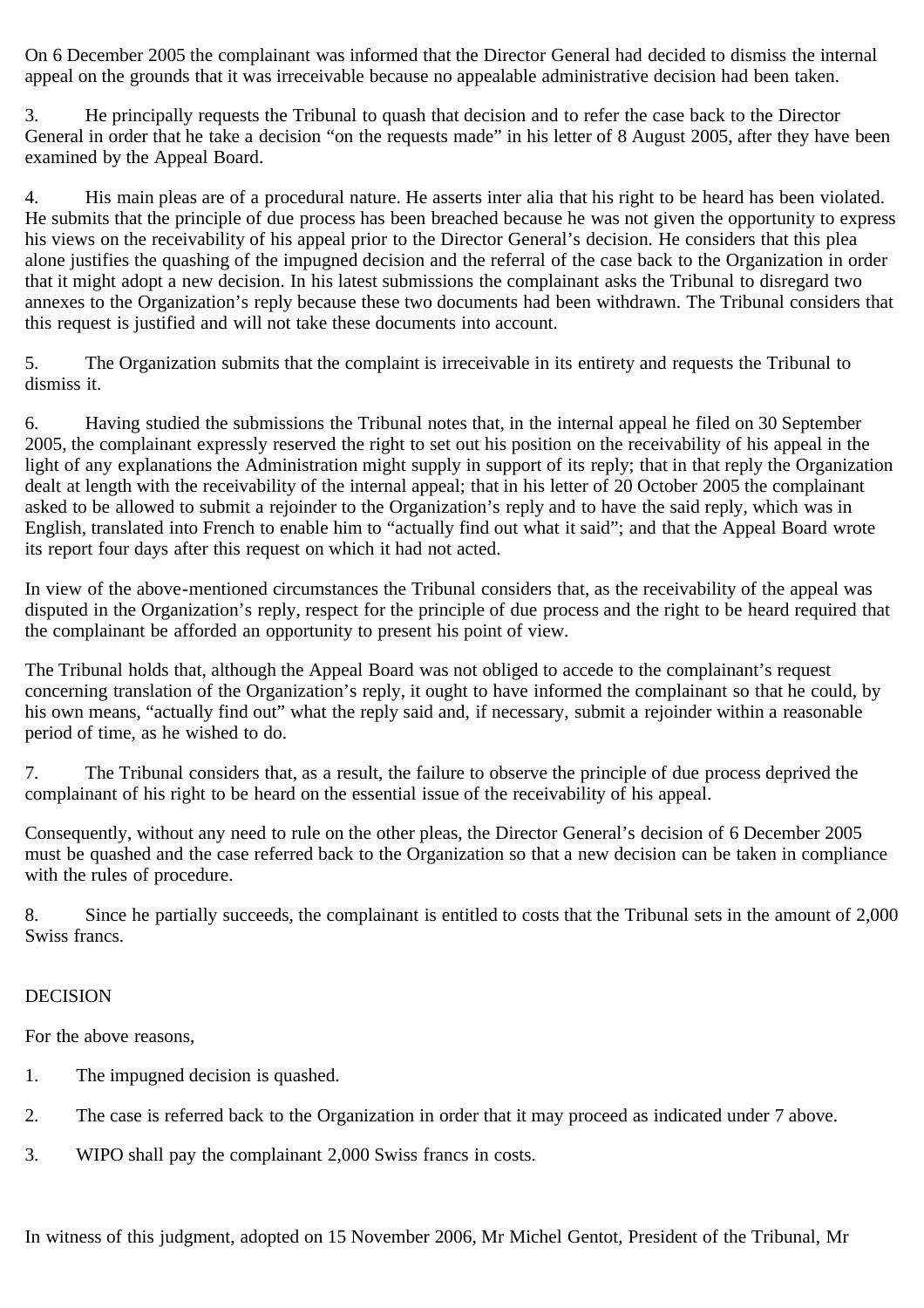On 6 December 2005 the complainant was informed that the Director General had decided to dismiss the internal appeal on the grounds that it was irreceivable because no appealable administrative decision had been taken.

3. He principally requests the Tribunal to quash that decision and to refer the case back to the Director General in order that he take a decision "on the requests made" in his letter of 8 August 2005, after they have been examined by the Appeal Board.

4. His main pleas are of a procedural nature. He asserts inter alia that his right to be heard has been violated. He submits that the principle of due process has been breached because he was not given the opportunity to express his views on the receivability of his appeal prior to the Director General's decision. He considers that this plea alone justifies the quashing of the impugned decision and the referral of the case back to the Organization in order that it might adopt a new decision. In his latest submissions the complainant asks the Tribunal to disregard two annexes to the Organization's reply because these two documents had been withdrawn. The Tribunal considers that this request is justified and will not take these documents into account.

5. The Organization submits that the complaint is irreceivable in its entirety and requests the Tribunal to dismiss it.

6. Having studied the submissions the Tribunal notes that, in the internal appeal he filed on 30 September 2005, the complainant expressly reserved the right to set out his position on the receivability of his appeal in the light of any explanations the Administration might supply in support of its reply; that in that reply the Organization dealt at length with the receivability of the internal appeal; that in his letter of 20 October 2005 the complainant asked to be allowed to submit a rejoinder to the Organization's reply and to have the said reply, which was in English, translated into French to enable him to "actually find out what it said"; and that the Appeal Board wrote its report four days after this request on which it had not acted.

In view of the above-mentioned circumstances the Tribunal considers that, as the receivability of the appeal was disputed in the Organization's reply, respect for the principle of due process and the right to be heard required that the complainant be afforded an opportunity to present his point of view.

The Tribunal holds that, although the Appeal Board was not obliged to accede to the complainant's request concerning translation of the Organization's reply, it ought to have informed the complainant so that he could, by his own means, "actually find out" what the reply said and, if necessary, submit a rejoinder within a reasonable period of time, as he wished to do.

7. The Tribunal considers that, as a result, the failure to observe the principle of due process deprived the complainant of his right to be heard on the essential issue of the receivability of his appeal.

Consequently, without any need to rule on the other pleas, the Director General's decision of 6 December 2005 must be quashed and the case referred back to the Organization so that a new decision can be taken in compliance with the rules of procedure.

8. Since he partially succeeds, the complainant is entitled to costs that the Tribunal sets in the amount of 2,000 Swiss francs.

DECISION

For the above reasons,

1. The impugned decision is quashed.

2. The case is referred back to the Organization in order that it may proceed as indicated under 7 above.

3. WIPO shall pay the complainant 2,000 Swiss francs in costs.

In witness of this judgment, adopted on 15 November 2006, Mr Michel Gentot, President of the Tribunal, Mr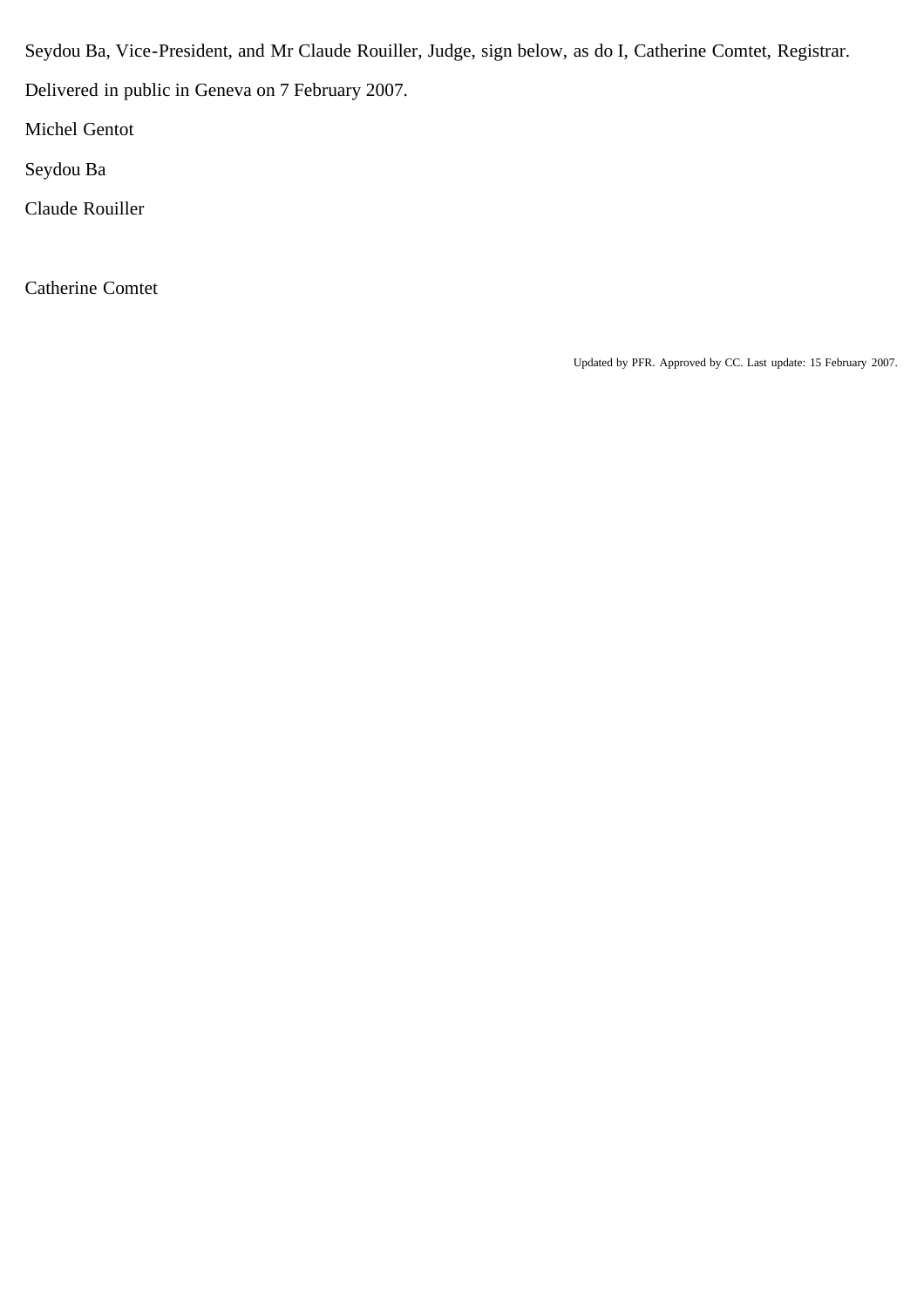Seydou Ba, Vice-President, and Mr Claude Rouiller, Judge, sign below, as do I, Catherine Comtet, Registrar.

Delivered in public in Geneva on 7 February 2007.

Michel Gentot

Seydou Ba

Claude Rouiller

Catherine Comtet

Updated by PFR. Approved by CC. Last update: 15 February 2007.